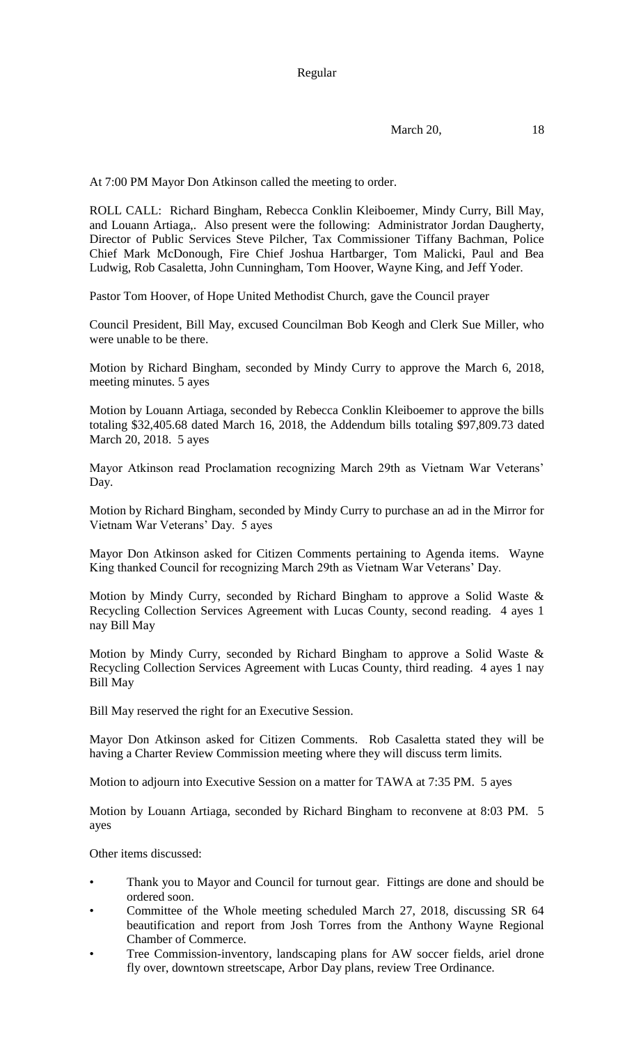Regular

March 20, 18

At 7:00 PM Mayor Don Atkinson called the meeting to order.

ROLL CALL: Richard Bingham, Rebecca Conklin Kleiboemer, Mindy Curry, Bill May, and Louann Artiaga,. Also present were the following: Administrator Jordan Daugherty, Director of Public Services Steve Pilcher, Tax Commissioner Tiffany Bachman, Police Chief Mark McDonough, Fire Chief Joshua Hartbarger, Tom Malicki, Paul and Bea Ludwig, Rob Casaletta, John Cunningham, Tom Hoover, Wayne King, and Jeff Yoder.

Pastor Tom Hoover, of Hope United Methodist Church, gave the Council prayer

Council President, Bill May, excused Councilman Bob Keogh and Clerk Sue Miller, who were unable to be there.

Motion by Richard Bingham, seconded by Mindy Curry to approve the March 6, 2018, meeting minutes. 5 ayes

Motion by Louann Artiaga, seconded by Rebecca Conklin Kleiboemer to approve the bills totaling $32,405.68 dated March 16, 2018, the Addendum bills totaling $97,809.73 dated March 20, 2018. 5 ayes

Mayor Atkinson read Proclamation recognizing March 29th as Vietnam War Veterans' Day.

Motion by Richard Bingham, seconded by Mindy Curry to purchase an ad in the Mirror for Vietnam War Veterans' Day. 5 ayes

Mayor Don Atkinson asked for Citizen Comments pertaining to Agenda items. Wayne King thanked Council for recognizing March 29th as Vietnam War Veterans' Day.

Motion by Mindy Curry, seconded by Richard Bingham to approve a Solid Waste & Recycling Collection Services Agreement with Lucas County, second reading. 4 ayes 1 nay Bill May

Motion by Mindy Curry, seconded by Richard Bingham to approve a Solid Waste & Recycling Collection Services Agreement with Lucas County, third reading. 4 ayes 1 nay Bill May

Bill May reserved the right for an Executive Session.

Mayor Don Atkinson asked for Citizen Comments. Rob Casaletta stated they will be having a Charter Review Commission meeting where they will discuss term limits.

Motion to adjourn into Executive Session on a matter for TAWA at 7:35 PM. 5 ayes

Motion by Louann Artiaga, seconded by Richard Bingham to reconvene at 8:03 PM. 5 ayes

Other items discussed:

- Thank you to Mayor and Council for turnout gear. Fittings are done and should be ordered soon.
- Committee of the Whole meeting scheduled March 27, 2018, discussing SR 64 beautification and report from Josh Torres from the Anthony Wayne Regional Chamber of Commerce.
- Tree Commission-inventory, landscaping plans for AW soccer fields, ariel drone fly over, downtown streetscape, Arbor Day plans, review Tree Ordinance.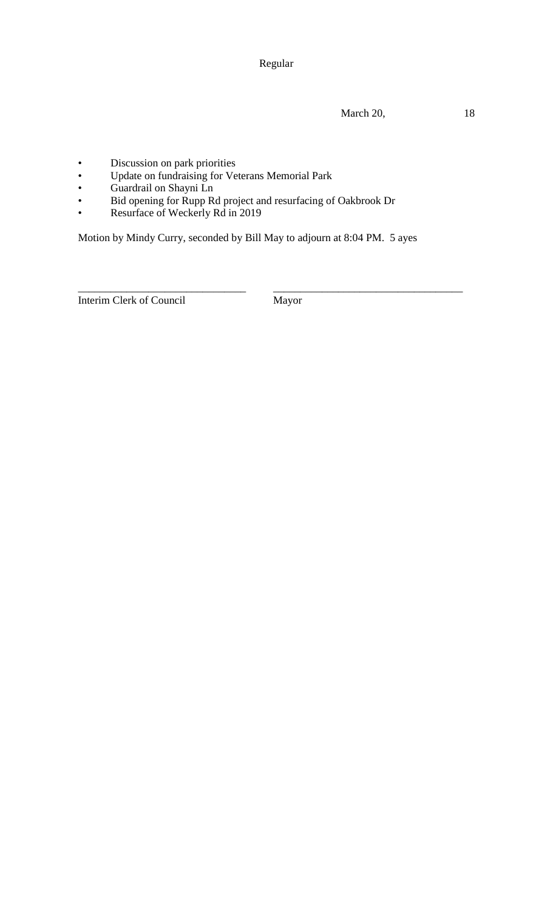- Discussion on park priorities
- Update on fundraising for Veterans Memorial Park
- Guardrail on Shayni Ln
- Bid opening for Rupp Rd project and resurfacing of Oakbrook Dr
- Resurface of Weckerly Rd in 2019

Motion by Mindy Curry, seconded by Bill May to adjourn at 8:04 PM. 5 ayes

\_\_\_\_\_\_\_\_\_\_\_\_\_\_\_\_\_\_\_\_\_\_\_\_\_\_\_\_\_\_ \_\_\_\_\_\_\_\_\_\_\_\_\_\_\_\_\_\_\_\_\_\_\_\_\_\_\_\_\_\_\_\_\_\_

Interim Clerk of Council Mayor